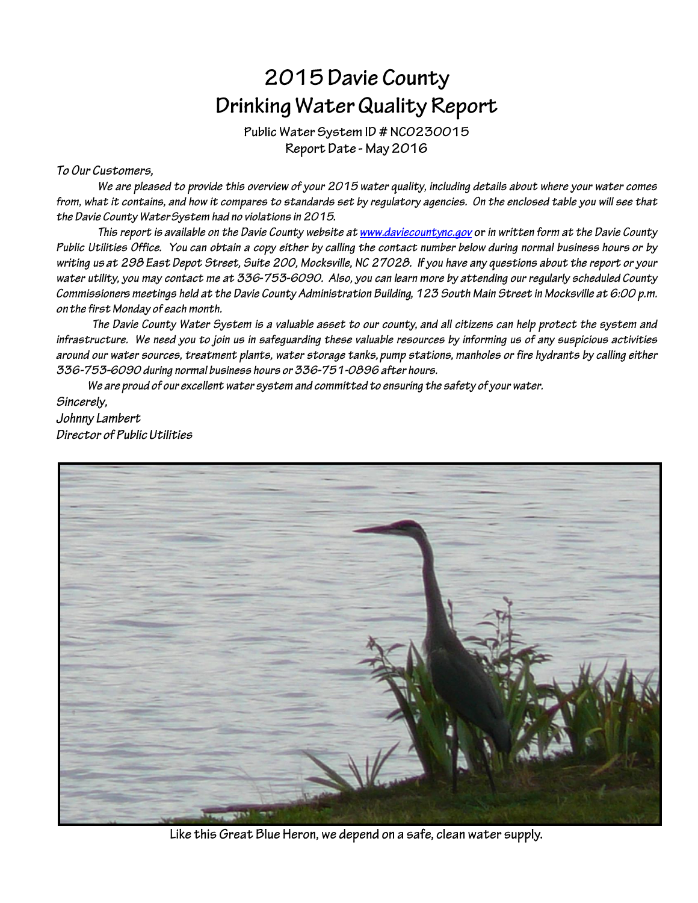# 2015 Davie County
# Drinking Water Quality Report

**Public Water System ID # NC0230015**
**Report Date - May 2016**

*To Our Customers,*

*We are pleased to provide this overview of your 2015 water quality, including details about where your water comes from, what it contains, and how it compares to standards set by regulatory agencies. On the enclosed table you will see that the Davie County Water System had no violations in 2015.*

*This report is available on the Davie County website at [www.daviecountync.gov](http://www.daviecountync.gov) or in written form at the Davie County Public Utilities Office. You can obtain a copy either by calling the contact number below during normal business hours or by writing us at 298 East Depot Street, Suite 200, Mocksville, NC 27028. If you have any questions about the report or your water utility, you may contact me at 336-753-6090. Also, you can learn more by attending our regularly scheduled County Commissioners meetings held at the Davie County Administration Building, 123 South Main Street in Mocksville at 6:00 p.m. on the first Monday of each month.*

*The Davie County Water System is a valuable asset to our county, and all citizens can help protect the system and infrastructure. We need you to join us in safeguarding these valuable resources by informing us of any suspicious activities around our water sources, treatment plants, water storage tanks, pump stations, manholes or fire hydrants by calling either 336-753-6090 during normal business hours or 336-751-0896 after hours.*

*We are proud of our excellent water system and committed to ensuring the safety of your water.*

*Sincerely,*
*Johnny Lambert*
*Director of Public Utilities*

**Like this Great Blue Heron, we depend on a safe, clean water supply.**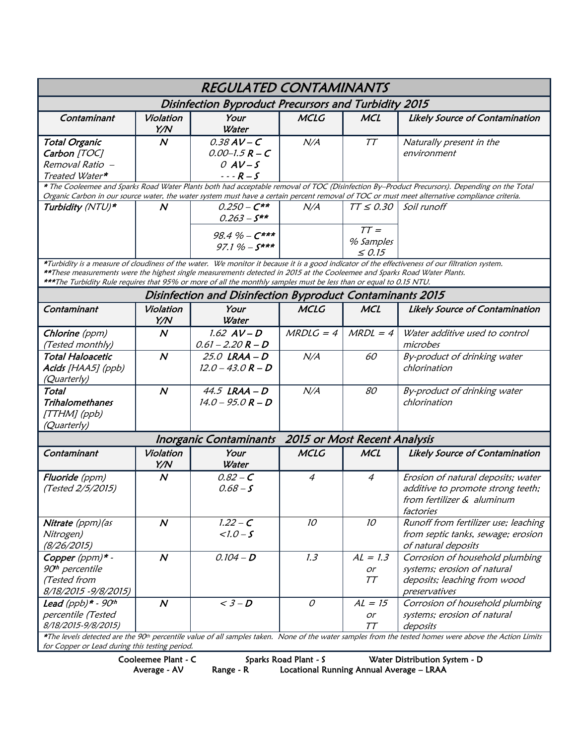# REGULATED CONTAMINANTS

## Disinfection Byproduct Precursors and Turbidity 2015

| Contaminant | Violation Y/N | Your Water | MCLG | MCL | Likely Source of Contamination |
|---|---|---|---|---|---|
| **Total Organic Carbon** [TOC] Removal Ratio – Treated Water* | **N** | 0.38 **AV – C**<br>0.00–1.5 **R – C**<br>0 **AV – S**<br>- - - **R – S** | N/A | TT | Naturally present in the environment |

*\* The Cooleemee and Sparks Road Water Plants both had acceptable removal of TOC (Disinfection By–Product Precursors). Depending on the Total Organic Carbon in our source water, the water system must have a certain percent removal of TOC or must meet alternative compliance criteria.*

| Contaminant | Violation Y/N | Your Water | MCLG | MCL | Likely Source of Contamination |
|---|---|---|---|---|---|
| **Turbidity** (NTU)* | **N** | 0.250 – **C\*\***<br>0.263 – **S\*\*** | N/A | TT ≤ 0.30 | Soil runoff |
| | | 98.4 % – **C\*\*\***<br>97.1 % – **S\*\*\*** | | TT = % Samples ≤ 0.15 | |

*\*Turbidity is a measure of cloudiness of the water. We monitor it because it is a good indicator of the effectiveness of our filtration system.*
*\*\*These measurements were the highest single measurements detected in 2015 at the Cooleemee and Sparks Road Water Plants.*
*\*\*\*The Turbidity Rule requires that 95% or more of all the monthly samples must be less than or equal to 0.15 NTU.*

## Disinfection and Disinfection Byproduct Contaminants 2015

| Contaminant | Violation Y/N | Your Water | MCLG | MCL | Likely Source of Contamination |
|---|---|---|---|---|---|
| **Chlorine** (ppm) (Tested monthly) | **N** | 1.62 **AV – D**<br>0.61 – 2.20 **R – D** | MRDLG = 4 | MRDL = 4 | Water additive used to control microbes |
| **Total Haloacetic Acids** [HAA5] (ppb) (Quarterly) | **N** | 25.0 **LRAA – D**<br>12.0 – 43.0 **R – D** | N/A | 60 | By-product of drinking water chlorination |
| **Total Trihalomethanes** [TTHM] (ppb) (Quarterly) | **N** | 44.5 **LRAA – D**<br>14.0 – 95.0 **R – D** | N/A | 80 | By-product of drinking water chlorination |

## Inorganic Contaminants 2015 or Most Recent Analysis

| Contaminant | Violation Y/N | Your Water | MCLG | MCL | Likely Source of Contamination |
|---|---|---|---|---|---|
| **Fluoride** (ppm) (Tested 2/5/2015) | **N** | 0.82 – **C**<br>0.68 – **S** | 4 | 4 | Erosion of natural deposits; water additive to promote strong teeth; from fertilizer & aluminum factories |
| **Nitrate** (ppm)(as Nitrogen) (8/26/2015) | **N** | 1.22 – **C**<br><1.0 – **S** | 10 | 10 | Runoff from fertilizer use; leaching from septic tanks, sewage; erosion of natural deposits |
| **Copper** (ppm)* - 90th percentile (Tested from 8/18/2015 -9/8/2015) | **N** | 0.104 – **D** | 1.3 | AL = 1.3 or TT | Corrosion of household plumbing systems; erosion of natural deposits; leaching from wood preservatives |
| **Lead** (ppb)* - 90th percentile (Tested 8/18/2015-9/8/2015) | **N** | < 3 – **D** | 0 | AL = 15 or TT | Corrosion of household plumbing systems; erosion of natural deposits |

*\*The levels detected are the 90th percentile value of all samples taken. None of the water samples from the tested homes were above the Action Limits for Copper or Lead during this testing period.*

Cooleemee Plant - C    Sparks Road Plant - S    Water Distribution System - D
Average - AV    Range - R    Locational Running Annual Average – LRAA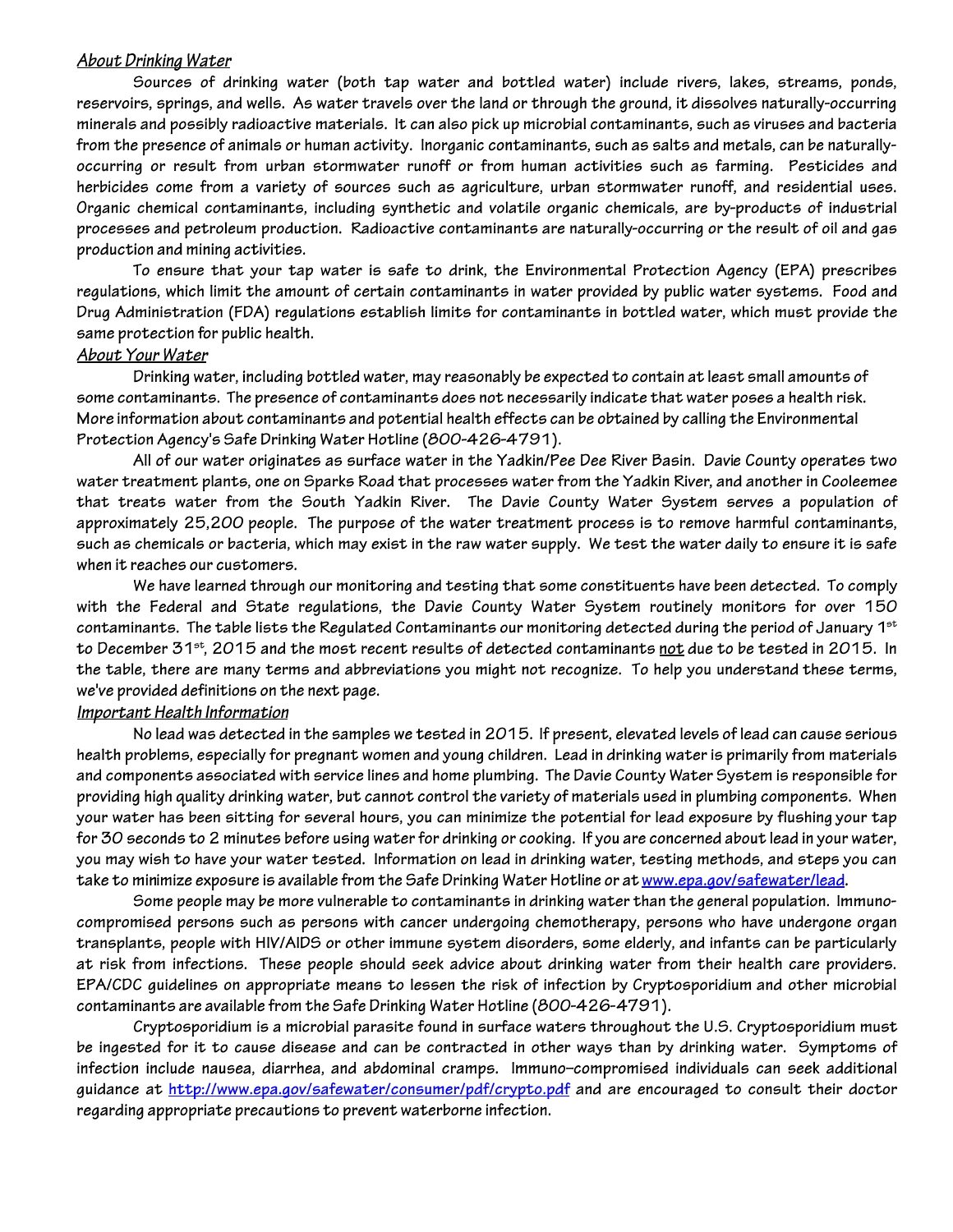### *About Drinking Water*

Sources of drinking water (both tap water and bottled water) include rivers, lakes, streams, ponds, reservoirs, springs, and wells. As water travels over the land or through the ground, it dissolves naturally-occurring minerals and possibly radioactive materials. It can also pick up microbial contaminants, such as viruses and bacteria from the presence of animals or human activity. Inorganic contaminants, such as salts and metals, can be naturally-occurring or result from urban stormwater runoff or from human activities such as farming. Pesticides and herbicides come from a variety of sources such as agriculture, urban stormwater runoff, and residential uses. Organic chemical contaminants, including synthetic and volatile organic chemicals, are by-products of industrial processes and petroleum production. Radioactive contaminants are naturally-occurring or the result of oil and gas production and mining activities.

To ensure that your tap water is safe to drink, the Environmental Protection Agency (EPA) prescribes regulations, which limit the amount of certain contaminants in water provided by public water systems. Food and Drug Administration (FDA) regulations establish limits for contaminants in bottled water, which must provide the same protection for public health.

### *About Your Water*

Drinking water, including bottled water, may reasonably be expected to contain at least small amounts of some contaminants. The presence of contaminants does not necessarily indicate that water poses a health risk. More information about contaminants and potential health effects can be obtained by calling the Environmental Protection Agency's Safe Drinking Water Hotline (800-426-4791).

All of our water originates as surface water in the Yadkin/Pee Dee River Basin. Davie County operates two water treatment plants, one on Sparks Road that processes water from the Yadkin River, and another in Cooleemee that treats water from the South Yadkin River. The Davie County Water System serves a population of approximately 25,200 people. The purpose of the water treatment process is to remove harmful contaminants, such as chemicals or bacteria, which may exist in the raw water supply. We test the water daily to ensure it is safe when it reaches our customers.

We have learned through our monitoring and testing that some constituents have been detected. To comply with the Federal and State regulations, the Davie County Water System routinely monitors for over 150 contaminants. The table lists the Regulated Contaminants our monitoring detected during the period of January 1st to December 31st, 2015 and the most recent results of detected contaminants not due to be tested in 2015. In the table, there are many terms and abbreviations you might not recognize. To help you understand these terms, we've provided definitions on the next page.

### *Important Health Information*

No lead was detected in the samples we tested in 2015. If present, elevated levels of lead can cause serious health problems, especially for pregnant women and young children. Lead in drinking water is primarily from materials and components associated with service lines and home plumbing. The Davie County Water System is responsible for providing high quality drinking water, but cannot control the variety of materials used in plumbing components. When your water has been sitting for several hours, you can minimize the potential for lead exposure by flushing your tap for 30 seconds to 2 minutes before using water for drinking or cooking. If you are concerned about lead in your water, you may wish to have your water tested. Information on lead in drinking water, testing methods, and steps you can take to minimize exposure is available from the Safe Drinking Water Hotline or at www.epa.gov/safewater/lead.

Some people may be more vulnerable to contaminants in drinking water than the general population. Immuno-compromised persons such as persons with cancer undergoing chemotherapy, persons who have undergone organ transplants, people with HIV/AIDS or other immune system disorders, some elderly, and infants can be particularly at risk from infections. These people should seek advice about drinking water from their health care providers. EPA/CDC guidelines on appropriate means to lessen the risk of infection by Cryptosporidium and other microbial contaminants are available from the Safe Drinking Water Hotline (800-426-4791).

Cryptosporidium is a microbial parasite found in surface waters throughout the U.S. Cryptosporidium must be ingested for it to cause disease and can be contracted in other ways than by drinking water. Symptoms of infection include nausea, diarrhea, and abdominal cramps. Immuno–compromised individuals can seek additional guidance at http://www.epa.gov/safewater/consumer/pdf/crypto.pdf and are encouraged to consult their doctor regarding appropriate precautions to prevent waterborne infection.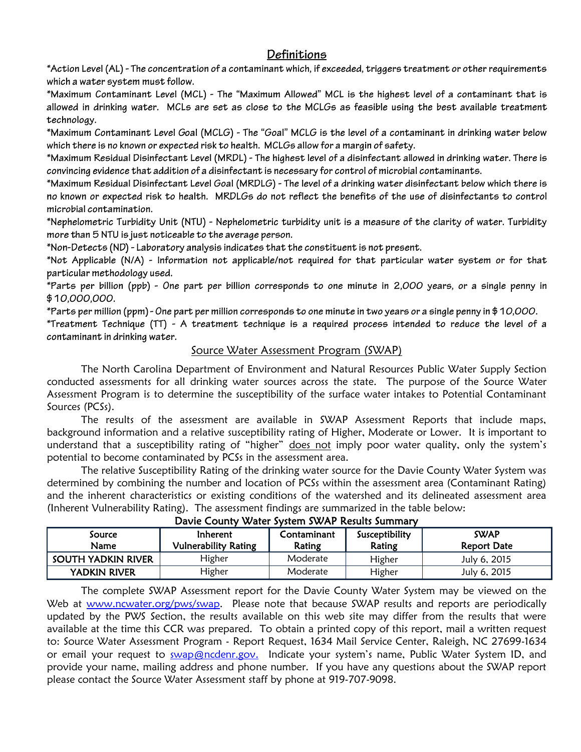## Definitions

*Action Level (AL) - The concentration of a contaminant which, if exceeded, triggers treatment or other requirements which a water system must follow.

*Maximum Contaminant Level (MCL) - The "Maximum Allowed" MCL is the highest level of a contaminant that is allowed in drinking water. MCLs are set as close to the MCLGs as feasible using the best available treatment technology.

*Maximum Contaminant Level Goal (MCLG) - The "Goal" MCLG is the level of a contaminant in drinking water below which there is no known or expected risk to health. MCLGs allow for a margin of safety.

*Maximum Residual Disinfectant Level (MRDL) - The highest level of a disinfectant allowed in drinking water. There is convincing evidence that addition of a disinfectant is necessary for control of microbial contaminants.

*Maximum Residual Disinfectant Level Goal (MRDLG) - The level of a drinking water disinfectant below which there is no known or expected risk to health. MRDLGs do not reflect the benefits of the use of disinfectants to control microbial contamination.

*Nephelometric Turbidity Unit (NTU) - Nephelometric turbidity unit is a measure of the clarity of water. Turbidity more than 5 NTU is just noticeable to the average person.

*Non-Detects (ND) - Laboratory analysis indicates that the constituent is not present.

*Not Applicable (N/A) - Information not applicable/not required for that particular water system or for that particular methodology used.

*Parts per billion (ppb) - One part per billion corresponds to one minute in 2,000 years, or a single penny in $10,000,000.

*Parts per million (ppm) - One part per million corresponds to one minute in two years or a single penny in $10,000.

*Treatment Technique (TT) - A treatment technique is a required process intended to reduce the level of a contaminant in drinking water.

## Source Water Assessment Program (SWAP)

The North Carolina Department of Environment and Natural Resources Public Water Supply Section conducted assessments for all drinking water sources across the state. The purpose of the Source Water Assessment Program is to determine the susceptibility of the surface water intakes to Potential Contaminant Sources (PCSs).

The results of the assessment are available in SWAP Assessment Reports that include maps, background information and a relative susceptibility rating of Higher, Moderate or Lower. It is important to understand that a susceptibility rating of "higher" does not imply poor water quality, only the system's potential to become contaminated by PCSs in the assessment area.

The relative Susceptibility Rating of the drinking water source for the Davie County Water System was determined by combining the number and location of PCSs within the assessment area (Contaminant Rating) and the inherent characteristics or existing conditions of the watershed and its delineated assessment area (Inherent Vulnerability Rating). The assessment findings are summarized in the table below:

**Davie County Water System SWAP Results Summary**

| Source Name | Inherent Vulnerability Rating | Contaminant Rating | Susceptibility Rating | SWAP Report Date |
|---|---|---|---|---|
| SOUTH YADKIN RIVER | Higher | Moderate | Higher | July 6, 2015 |
| YADKIN RIVER | Higher | Moderate | Higher | July 6, 2015 |

The complete SWAP Assessment report for the Davie County Water System may be viewed on the Web at www.ncwater.org/pws/swap. Please note that because SWAP results and reports are periodically updated by the PWS Section, the results available on this web site may differ from the results that were available at the time this CCR was prepared. To obtain a printed copy of this report, mail a written request to: Source Water Assessment Program - Report Request, 1634 Mail Service Center, Raleigh, NC 27699-1634 or email your request to swap@ncdenr.gov. Indicate your system's name, Public Water System ID, and provide your name, mailing address and phone number. If you have any questions about the SWAP report please contact the Source Water Assessment staff by phone at 919-707-9098.